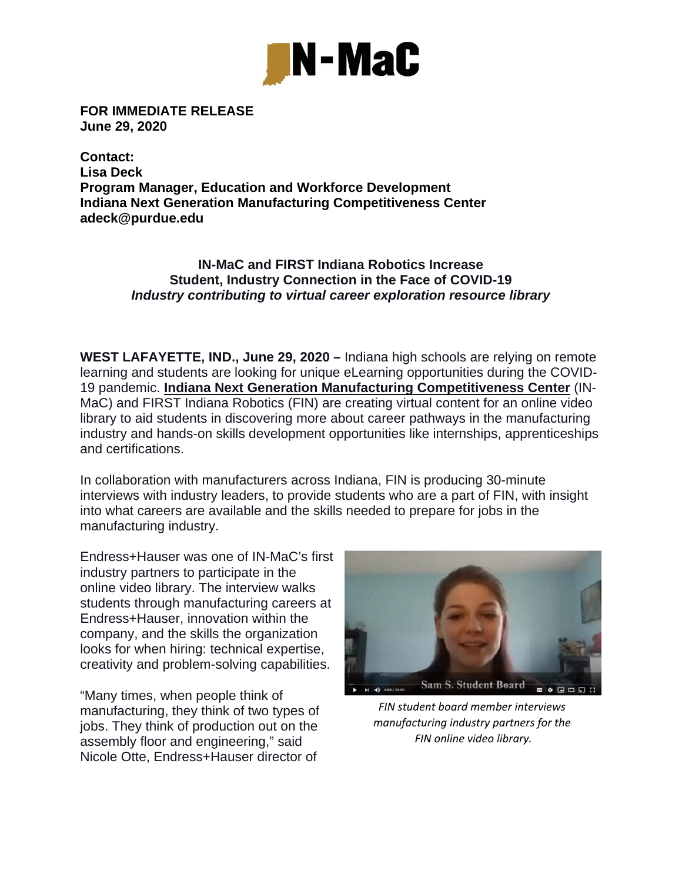IN-MaC

**FOR IMMEDIATE RELEASE**
**June 29, 2020**

**Contact:**
**Lisa Deck**
**Program Manager, Education and Workforce Development**
**Indiana Next Generation Manufacturing Competitiveness Center**
**adeck@purdue.edu**

**IN-MaC and FIRST Indiana Robotics Increase**
**Student, Industry Connection in the Face of COVID-19**
***Industry contributing to virtual career exploration resource library***

**WEST LAFAYETTE, IND., June 29, 2020 –** Indiana high schools are relying on remote learning and students are looking for unique eLearning opportunities during the COVID-19 pandemic. **Indiana Next Generation Manufacturing Competitiveness Center** (IN-MaC) and FIRST Indiana Robotics (FIN) are creating virtual content for an online video library to aid students in discovering more about career pathways in the manufacturing industry and hands-on skills development opportunities like internships, apprenticeships and certifications.

In collaboration with manufacturers across Indiana, FIN is producing 30-minute interviews with industry leaders, to provide students who are a part of FIN, with insight into what careers are available and the skills needed to prepare for jobs in the manufacturing industry.

Endress+Hauser was one of IN-MaC's first industry partners to participate in the online video library. The interview walks students through manufacturing careers at Endress+Hauser, innovation within the company, and the skills the organization looks for when hiring: technical expertise, creativity and problem-solving capabilities.

*FIN student board member interviews manufacturing industry partners for the FIN online video library.*

"Many times, when people think of manufacturing, they think of two types of jobs. They think of production out on the assembly floor and engineering," said Nicole Otte, Endress+Hauser director of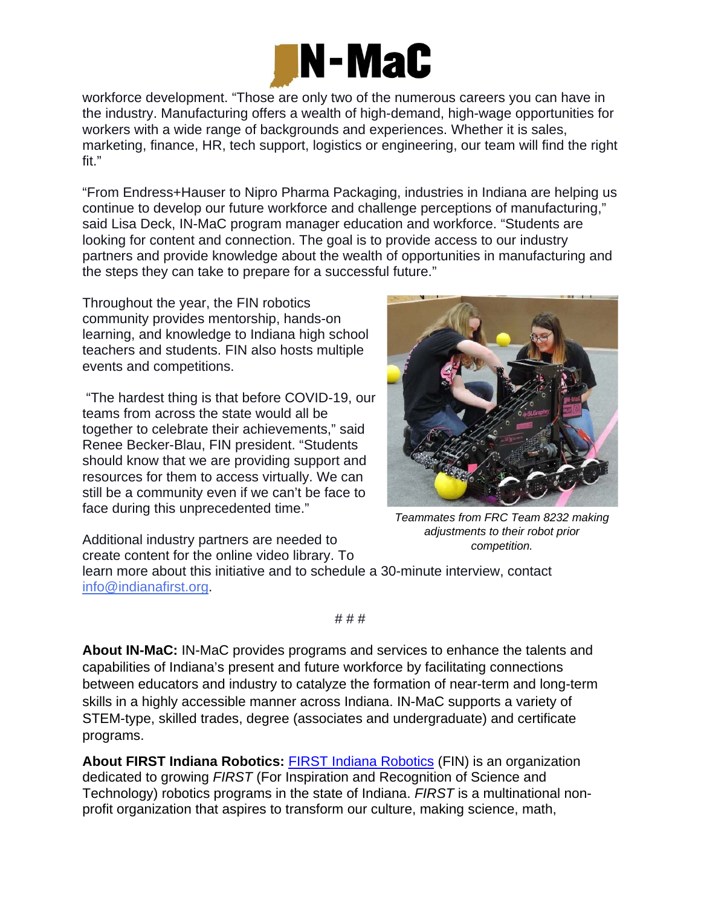workforce development. "Those are only two of the numerous careers you can have in the industry. Manufacturing offers a wealth of high-demand, high-wage opportunities for workers with a wide range of backgrounds and experiences. Whether it is sales, marketing, finance, HR, tech support, logistics or engineering, our team will find the right fit."

"From Endress+Hauser to Nipro Pharma Packaging, industries in Indiana are helping us continue to develop our future workforce and challenge perceptions of manufacturing," said Lisa Deck, IN-MaC program manager education and workforce. "Students are looking for content and connection. The goal is to provide access to our industry partners and provide knowledge about the wealth of opportunities in manufacturing and the steps they can take to prepare for a successful future."

Throughout the year, the FIN robotics community provides mentorship, hands-on learning, and knowledge to Indiana high school teachers and students. FIN also hosts multiple events and competitions.

"The hardest thing is that before COVID-19, our teams from across the state would all be together to celebrate their achievements," said Renee Becker-Blau, FIN president. "Students should know that we are providing support and resources for them to access virtually. We can still be a community even if we can't be face to face during this unprecedented time."

*Teammates from FRC Team 8232 making adjustments to their robot prior competition.*

Additional industry partners are needed to create content for the online video library. To learn more about this initiative and to schedule a 30-minute interview, contact info@indianafirst.org.

# # #

**About IN-MaC:** IN-MaC provides programs and services to enhance the talents and capabilities of Indiana's present and future workforce by facilitating connections between educators and industry to catalyze the formation of near-term and long-term skills in a highly accessible manner across Indiana. IN-MaC supports a variety of STEM-type, skilled trades, degree (associates and undergraduate) and certificate programs.

**About FIRST Indiana Robotics:** FIRST Indiana Robotics (FIN) is an organization dedicated to growing *FIRST* (For Inspiration and Recognition of Science and Technology) robotics programs in the state of Indiana. *FIRST* is a multinational non-profit organization that aspires to transform our culture, making science, math,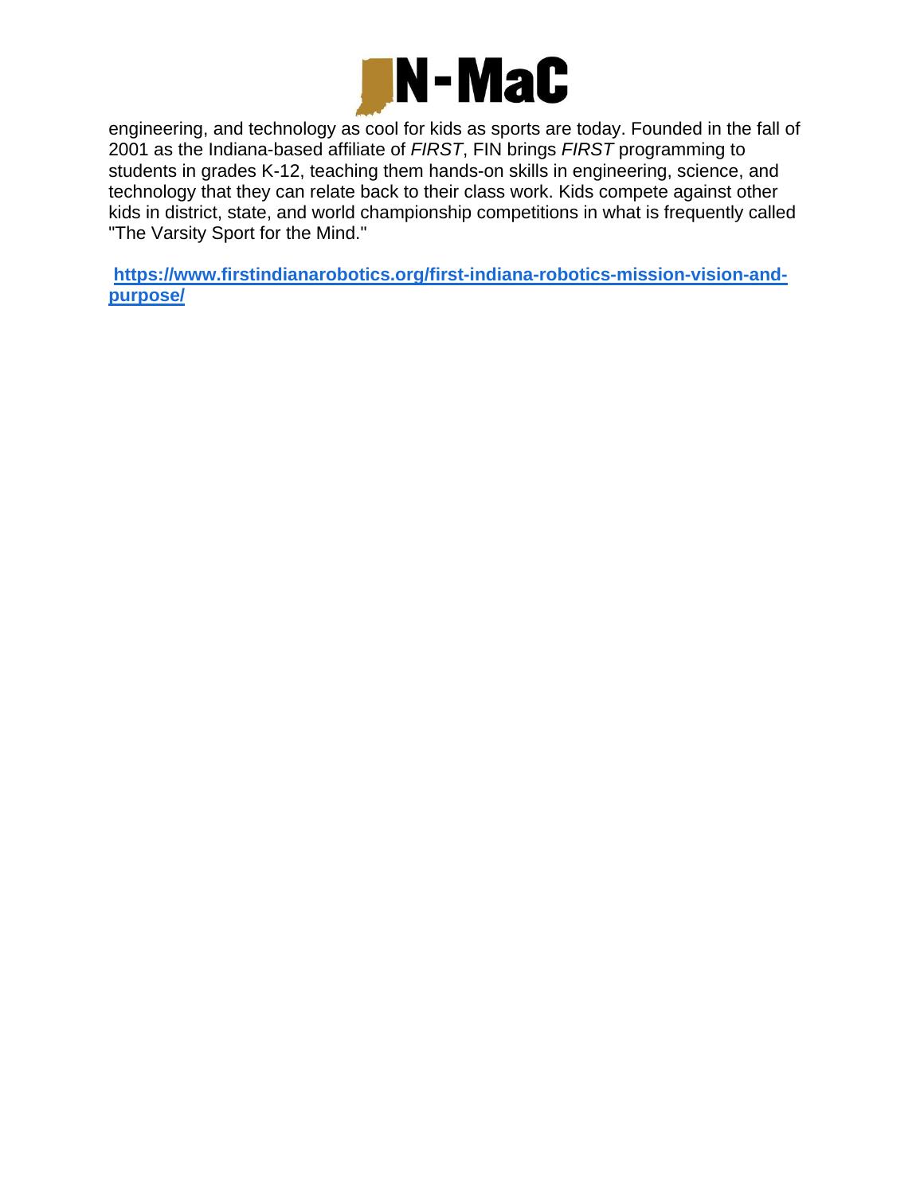engineering, and technology as cool for kids as sports are today. Founded in the fall of 2001 as the Indiana-based affiliate of *FIRST*, FIN brings *FIRST* programming to students in grades K-12, teaching them hands-on skills in engineering, science, and technology that they can relate back to their class work. Kids compete against other kids in district, state, and world championship competitions in what is frequently called "The Varsity Sport for the Mind."

**[https://www.firstindianarobotics.org/first-indiana-robotics-mission-vision-and-purpose/](https://www.firstindianarobotics.org/first-indiana-robotics-mission-vision-and-purpose/)**